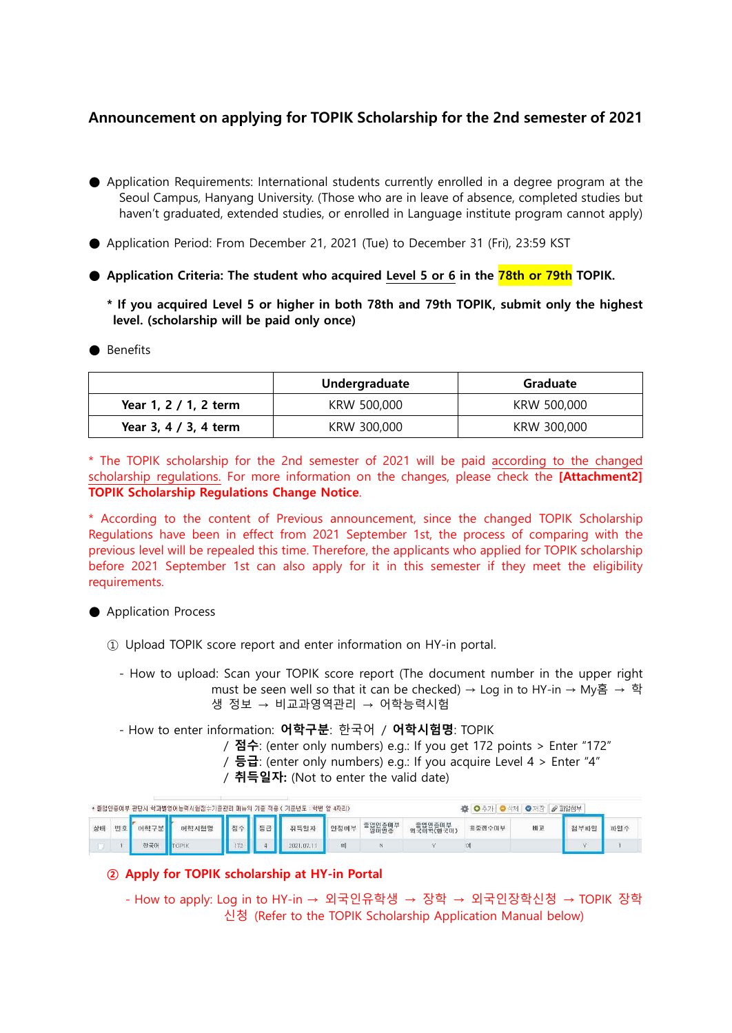# Announcement on applying for TOPIK Scholarship for the 2nd semester of 2021

- Application Requirements: International students currently enrolled in a degree program at the Seoul Campus, Hanyang University. (Those who are in leave of absence, completed studies but haven't graduated, extended studies, or enrolled in Language institute program cannot apply)

- Application Period: From December 21, 2021 (Tue) to December 31 (Fri), 23:59 KST

- **Application Criteria: The student who acquired Level 5 or 6 in the 78th or 79th TOPIK.**

  **\* If you acquired Level 5 or higher in both 78th and 79th TOPIK, submit only the highest level. (scholarship will be paid only once)**

- Benefits

| | Undergraduate | Graduate |
|---|---|---|
| **Year 1, 2 / 1, 2 term** | KRW 500,000 | KRW 500,000 |
| **Year 3, 4 / 3, 4 term** | KRW 300,000 | KRW 300,000 |

\* The TOPIK scholarship for the 2nd semester of 2021 will be paid according to the changed scholarship regulations. For more information on the changes, please check the **[Attachment2] TOPIK Scholarship Regulations Change Notice**.

\* According to the content of Previous announcement, since the changed TOPIK Scholarship Regulations have been in effect from 2021 September 1st, the process of comparing with the previous level will be repealed this time. Therefore, the applicants who applied for TOPIK scholarship before 2021 September 1st can also apply for it in this semester if they meet the eligibility requirements.

- Application Process

  ① Upload TOPIK score report and enter information on HY-in portal.

  - How to upload: Scan your TOPIK score report (The document number in the upper right must be seen well so that it can be checked) → Log in to HY-in → My홈 → 학생 정보 → 비교과영역관리 → 어학능력시험

  - How to enter information: **어학구분**: 한국어 / **어학시험명**: TOPIK / **점수**: (enter only numbers) e.g.: If you get 172 points > Enter "172" / **등급**: (enter only numbers) e.g.: If you acquire Level 4 > Enter "4" / **취득일자:** (Not to enter the valid date)

| 상태 | 번호 | 어학구분 | 어학시험명 | 점수 | 등급 | 취득일자 | 인정여부 | 졸업인증여부 영어인증 | 졸업인증여부 외국어(한국어) | 외호면수여부 | 비고 | 첨부파일 | 파일수 |
|---|---|---|---|---|---|---|---|---|---|---|---|---|---|
| | 1 | 한국어 | TOPIK | 172 | 4 | 2021.07.11 | 예 | N | Y | 여 | | Y | 1 |

  **② Apply for TOPIK scholarship at HY-in Portal**

  - How to apply: Log in to HY-in → 외국인유학생 → 장학 → 외국인장학신청 → TOPIK 장학신청 (Refer to the TOPIK Scholarship Application Manual below)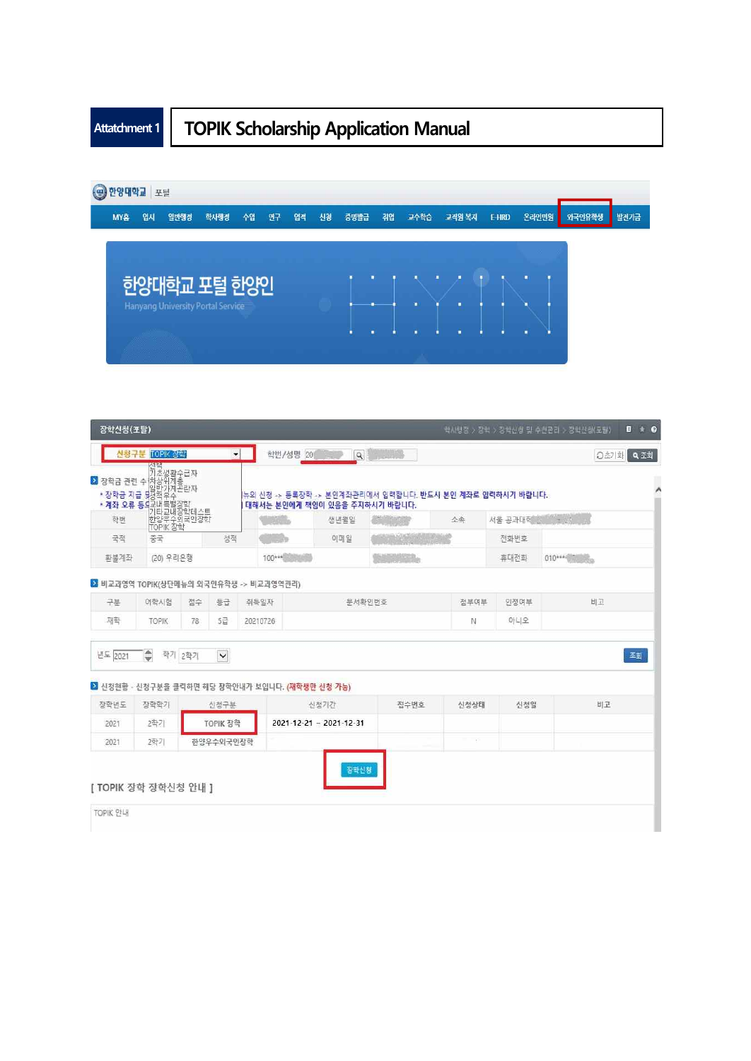| Attatchment 1 | TOPIK Scholarship Application Manual |
|---|---|

한양대학교 | 포털

MY홈 | 입시 | 일반행정 | 학사행정 | 수업 | 연구 | 업적 | 신청 | 증명발급 | 취업 | 교수학습 | 교직원 복지 | E-HRD | 온라인법원 | 외국인유학생 | 발전기금

한양대학교 포털 한양인

Hanyang University Portal Service

장학신청(포탈)

학사행정 > 장학 > 장학신청 및 수혜관리 > 장학신청(포탈)

신청구분 TOPIK 장학 | 학번/성명 20 | 초기화 | 조회

선택
기초생활수급자
차상위계층
일반가계곤란자
성적우수
교내특별장학
기타교내장학테스트
한양우수외국인장학
TOPIK 장학

장학금 관련 수

- 장학금 지급 ... 뉴의 신청 -> 등록장학 -> 본인계좌관리에서 입력합니다. 반드시 본인 계좌로 입력하시기 바랍니다.
- 계좌 오류 등... 대해서는 본인에게 책임이 있음을 주지하시기 바랍니다.

| 학번 | | | | 생년월일 | | 소속 | 서울 공과대학 |
|---|---|---|---|---|---|---|---|
| 국적 | 중국 | 성적 | | 이메일 | | 전화번호 | |
| 환불계좌 | (20) 우리은행 | | 100*** | | | 휴대전화 | 010*** |

비교과영역 TOPIK(상단메뉴의 외국인유학생 -> 비교과영역관리)

| 구분 | 어학시험 | 점수 | 등급 | 취득일자 | 문서확인번호 | 접수여부 | 인정여부 | 비고 |
|---|---|---|---|---|---|---|---|---|
| 재학 | TOPIK | 78 | 5급 | 20210726 | | N | 아니오 | |

년도 2021 | 학기 2학기 | 조회

신청현황 - 신청구분을 클릭하면 해당 장학안내가 보입니다. (재학생만 신청 가능)

| 장학년도 | 장학학기 | 신청구분 | 신청기간 | 접수번호 | 신청상태 | 신청일 | 비고 |
|---|---|---|---|---|---|---|---|
| 2021 | 2학기 | TOPIK 장학 | 2021-12-21 ~ 2021-12-31 | | | | |
| 2021 | 2학기 | 한양우수외국인장학 | | | | | |

장학신청

[ TOPIK 장학 장학신청 안내 ]

TOPIK 안내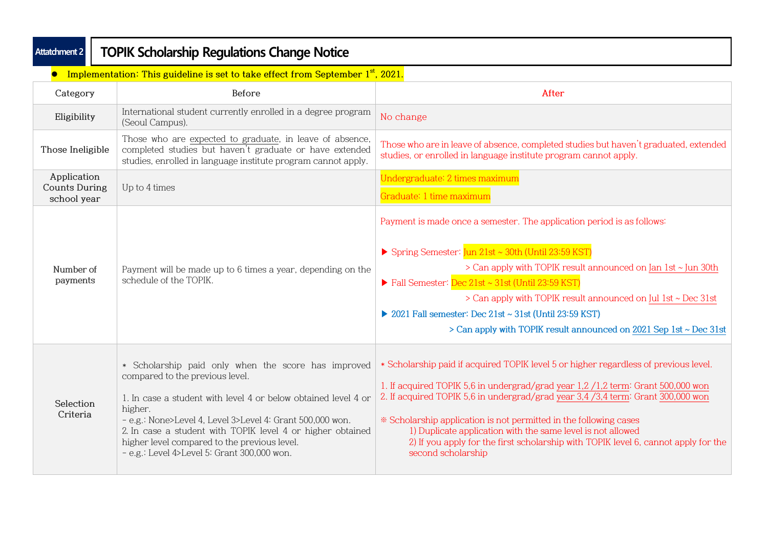Attatchment 2

# TOPIK Scholarship Regulations Change Notice

- Implementation: This guideline is set to take effect from September 1st, 2021.

| Category | Before | After |
|---|---|---|
| Eligibility | International student currently enrolled in a degree program (Seoul Campus). | No change |
| Those Ineligible | Those who are expected to graduate, in leave of absence, completed studies but haven't graduate or have extended studies, enrolled in language institute program cannot apply. | Those who are in leave of absence, completed studies but haven't graduated, extended studies, or enrolled in language institute program cannot apply. |
| Application Counts During school year | Up to 4 times | Undergraduate: 2 times maximum<br>Graduate: 1 time maximum |
| Number of payments | Payment will be made up to 6 times a year, depending on the schedule of the TOPIK. | Payment is made once a semester. The application period is as follows:<br><br>▶ Spring Semester: Jun 21st ~ 30th (Until 23:59 KST)<br>> Can apply with TOPIK result announced on Jan 1st ~ Jun 30th<br>▶ Fall Semester: Dec 21st ~ 31st (Until 23:59 KST)<br>> Can apply with TOPIK result announced on Jul 1st ~ Dec 31st<br>▶ 2021 Fall semester: Dec 21st ~ 31st (Until 23:59 KST)<br>> Can apply with TOPIK result announced on 2021 Sep 1st ~ Dec 31st |
| Selection Criteria | * Scholarship paid only when the score has improved compared to the previous level.<br><br>1. In case a student with level 4 or below obtained level 4 or higher.<br>- e.g.: None>Level 4, Level 3>Level 4: Grant 500,000 won.<br>2. In case a student with TOPIK level 4 or higher obtained higher level compared to the previous level.<br>- e.g.: Level 4>Level 5: Grant 300,000 won. | * Scholarship paid if acquired TOPIK level 5 or higher regardless of previous level.<br><br>1. If acquired TOPIK 5,6 in undergrad/grad year 1,2 /1,2 term: Grant 500,000 won<br>2. If acquired TOPIK 5,6 in undergrad/grad year 3,4 /3,4 term: Grant 300,000 won<br><br>※ Scholarship application is not permitted in the following cases<br>1) Duplicate application with the same level is not allowed<br>2) If you apply for the first scholarship with TOPIK level 6, cannot apply for the second scholarship |